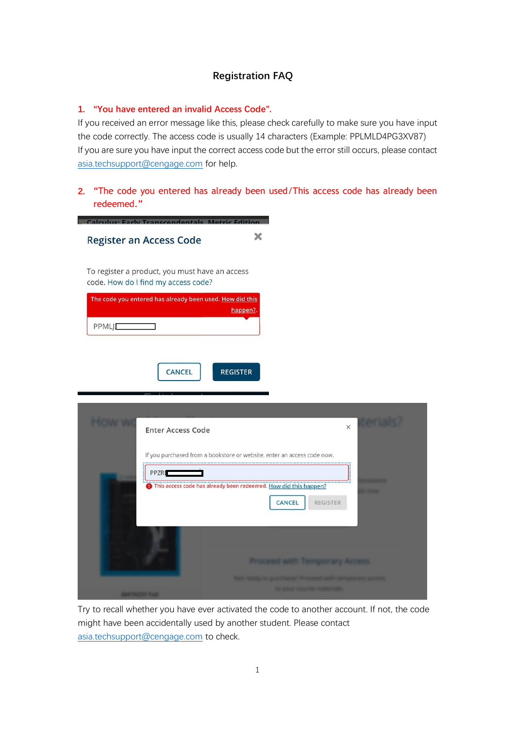# Registration FAQ

1. **"You have entered an invalid Access Code".**

If you received an error message like this, please check carefully to make sure you have input the code correctly. The access code is usually 14 characters (Example: PPLMLD4PG3XV87)

If you are sure you have input the correct access code but the error still occurs, please contact asia.techsupport@cengage.com for help.

2. **"The code you entered has already been used/This access code has already been redeemed."**

Try to recall whether you have ever activated the code to another account. If not, the code might have been accidentally used by another student. Please contact asia.techsupport@cengage.com to check.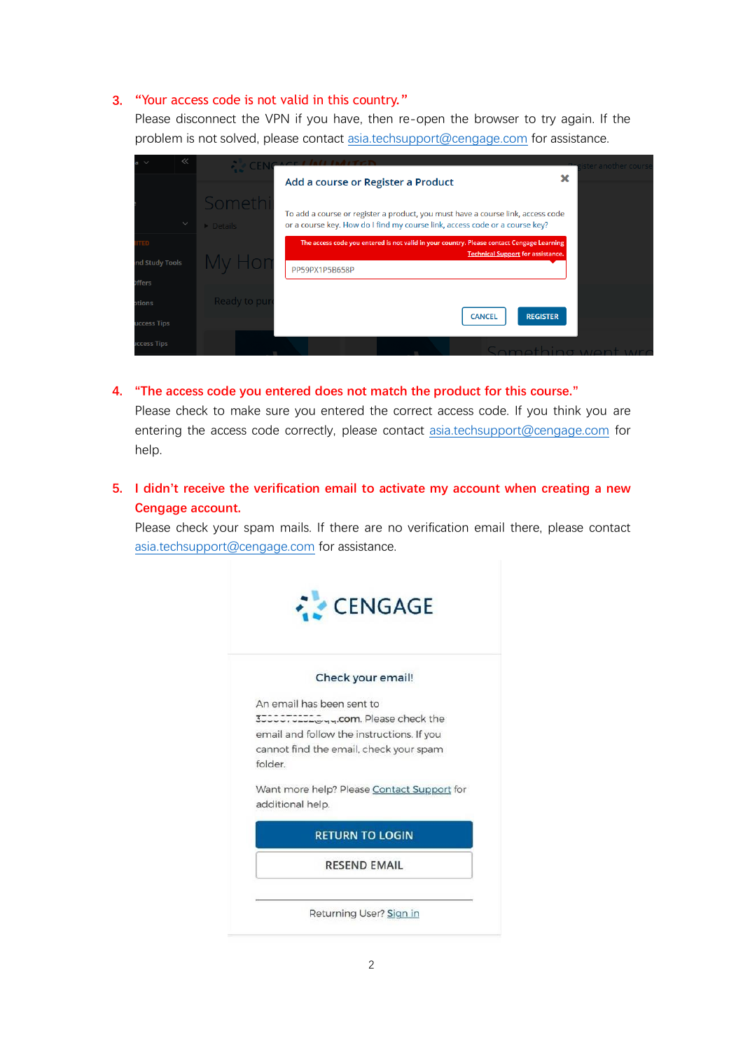3. **"Your access code is not valid in this country."**
   Please disconnect the VPN if you have, then re-open the browser to try again. If the problem is not solved, please contact asia.techsupport@cengage.com for assistance.

4. **"The access code you entered does not match the product for this course."**
   Please check to make sure you entered the correct access code. If you think you are entering the access code correctly, please contact asia.techsupport@cengage.com for help.

5. **I didn't receive the verification email to activate my account when creating a new Cengage account.**
   Please check your spam mails. If there are no verification email there, please contact asia.techsupport@cengage.com for assistance.